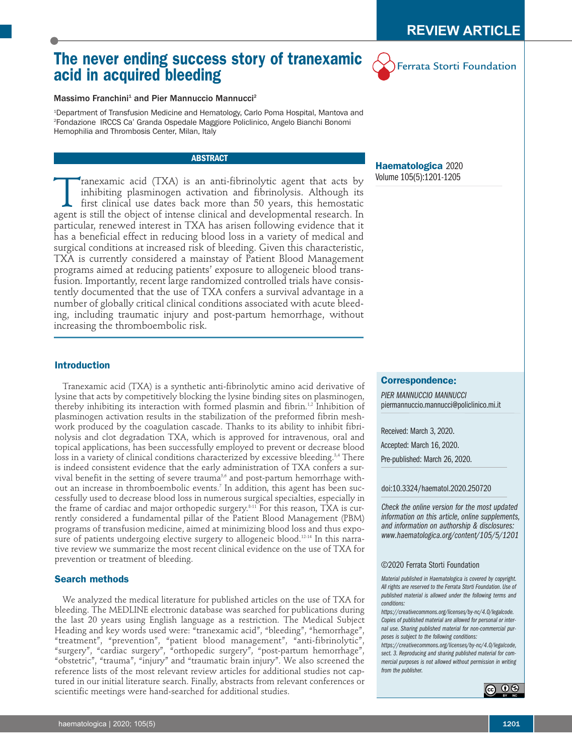REVIEW ARTICLE

# The never ending success story of tranexamic acid in acquired bleeding

Ferrata Storti Foundation

**Massimo Franchini**[1] **and Pier Mannuccio Mannucci**[2]

[1]Department of Transfusion Medicine and Hematology, Carlo Poma Hospital, Mantova and [2]Fondazione IRCCS Ca' Granda Ospedale Maggiore Policlinico, Angelo Bianchi Bonomi Hemophilia and Thrombosis Center, Milan, Italy

**Haematologica** 2020
Volume 105(5):1201-1205

## ABSTRACT

Tranexamic acid (TXA) is an anti-fibrinolytic agent that acts by inhibiting plasminogen activation and fibrinolysis. Although its first clinical use dates back more than 50 years, this hemostatic agent is still the object of intense clinical and developmental research. In particular, renewed interest in TXA has arisen following evidence that it has a beneficial effect in reducing blood loss in a variety of medical and surgical conditions at increased risk of bleeding. Given this characteristic, TXA is currently considered a mainstay of Patient Blood Management programs aimed at reducing patients' exposure to allogeneic blood transfusion. Importantly, recent large randomized controlled trials have consistently documented that the use of TXA confers a survival advantage in a number of globally critical clinical conditions associated with acute bleeding, including traumatic injury and post-partum hemorrhage, without increasing the thromboembolic risk.

## Introduction

Tranexamic acid (TXA) is a synthetic anti-fibrinolytic amino acid derivative of lysine that acts by competitively blocking the lysine binding sites on plasminogen, thereby inhibiting its interaction with formed plasmin and fibrin.[1,2] Inhibition of plasminogen activation results in the stabilization of the preformed fibrin meshwork produced by the coagulation cascade. Thanks to its ability to inhibit fibrinolysis and clot degradation TXA, which is approved for intravenous, oral and topical applications, has been successfully employed to prevent or decrease blood loss in a variety of clinical conditions characterized by excessive bleeding.[3,4] There is indeed consistent evidence that the early administration of TXA confers a survival benefit in the setting of severe trauma[5,6] and post-partum hemorrhage without an increase in thromboembolic events.[7] In addition, this agent has been successfully used to decrease blood loss in numerous surgical specialties, especially in the frame of cardiac and major orthopedic surgery.[8-11] For this reason, TXA is currently considered a fundamental pillar of the Patient Blood Management (PBM) programs of transfusion medicine, aimed at minimizing blood loss and thus exposure of patients undergoing elective surgery to allogeneic blood.[12-14] In this narrative review we summarize the most recent clinical evidence on the use of TXA for prevention or treatment of bleeding.

## Search methods

We analyzed the medical literature for published articles on the use of TXA for bleeding. The MEDLINE electronic database was searched for publications during the last 20 years using English language as a restriction. The Medical Subject Heading and key words used were: "tranexamic acid", "bleeding", "hemorrhage", "treatment", "prevention", "patient blood management", "anti-fibrinolytic", "surgery", "cardiac surgery", "orthopedic surgery", "post-partum hemorrhage", "obstetric", "trauma", "injury" and "traumatic brain injury". We also screened the reference lists of the most relevant review articles for additional studies not captured in our initial literature search. Finally, abstracts from relevant conferences or scientific meetings were hand-searched for additional studies.

**Correspondence:**

*PIER MANNUCCIO MANNUCCI*
piermannuccio.mannucci@policlinico.mi.it

Received: March 3, 2020.

Accepted: March 16, 2020.

Pre-published: March 26, 2020.

doi:10.3324/haematol.2020.250720

*Check the online version for the most updated information on this article, online supplements, and information on authorship & disclosures: www.haematologica.org/content/105/5/1201*

©2020 Ferrata Storti Foundation

*Material published in Haematologica is covered by copyright. All rights are reserved to the Ferrata Storti Foundation. Use of published material is allowed under the following terms and conditions: https://creativecommons.org/licenses/by-nc/4.0/legalcode. Copies of published material are allowed for personal or internal use. Sharing published material for non-commercial purposes is subject to the following conditions: https://creativecommons.org/licenses/by-nc/4.0/legalcode, sect. 3. Reproducing and sharing published material for commercial purposes is not allowed without permission in writing from the publisher.*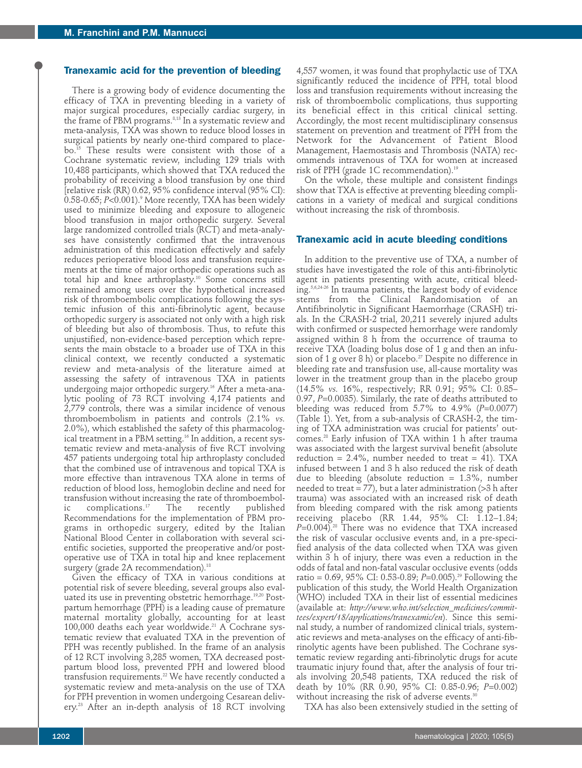## Tranexamic acid for the prevention of bleeding

There is a growing body of evidence documenting the efficacy of TXA in preventing bleeding in a variety of major surgical procedures, especially cardiac surgery, in the frame of PBM programs.[8,13] In a systematic review and meta-analysis, TXA was shown to reduce blood losses in surgical patients by nearly one-third compared to placebo.[15] These results were consistent with those of a Cochrane systematic review, including 129 trials with 10,488 participants, which showed that TXA reduced the probability of receiving a blood transfusion by one third [relative risk (RR) 0.62, 95% confidence interval (95% CI): 0.58-0.65; *P*<0.001).[9] More recently, TXA has been widely used to minimize bleeding and exposure to allogeneic blood transfusion in major orthopedic surgery. Several large randomized controlled trials (RCT) and meta-analyses have consistently confirmed that the intravenous administration of this medication effectively and safely reduces perioperative blood loss and transfusion requirements at the time of major orthopedic operations such as total hip and knee arthroplasty.[10] Some concerns still remained among users over the hypothetical increased risk of thromboembolic complications following the systemic infusion of this anti-fibrinolytic agent, because orthopedic surgery is associated not only with a high risk of bleeding but also of thrombosis. Thus, to refute this unjustified, non-evidence-based perception which represents the main obstacle to a broader use of TXA in this clinical context, we recently conducted a systematic review and meta-analysis of the literature aimed at assessing the safety of intravenous TXA in patients undergoing major orthopedic surgery.[16] After a meta-analytic pooling of 73 RCT involving 4,174 patients and 2,779 controls, there was a similar incidence of venous thromboembolism in patients and controls (2.1% *vs.* 2.0%), which established the safety of this pharmacological treatment in a PBM setting.[16] In addition, a recent systematic review and meta-analysis of five RCT involving 457 patients undergoing total hip arthroplasty concluded that the combined use of intravenous and topical TXA is more effective than intravenous TXA alone in terms of reduction of blood loss, hemoglobin decline and need for transfusion without increasing the rate of thromboembolic complications.[17] The recently published Recommendations for the implementation of PBM programs in orthopedic surgery, edited by the Italian National Blood Center in collaboration with several scientific societies, supported the preoperative and/or postoperative use of TXA in total hip and knee replacement surgery (grade 2A recommendation).[18]

Given the efficacy of TXA in various conditions at potential risk of severe bleeding, several groups also evaluated its use in preventing obstetric hemorrhage.[19,20] Postpartum hemorrhage (PPH) is a leading cause of premature maternal mortality globally, accounting for at least 100,000 deaths each year worldwide.[21] A Cochrane systematic review that evaluated TXA in the prevention of PPH was recently published. In the frame of an analysis of 12 RCT involving 3,285 women, TXA decreased postpartum blood loss, prevented PPH and lowered blood transfusion requirements.[22] We have recently conducted a systematic review and meta-analysis on the use of TXA for PPH prevention in women undergoing Cesarean delivery.[23] After an in-depth analysis of 18 RCT involving 4,557 women, it was found that prophylactic use of TXA significantly reduced the incidence of PPH, total blood loss and transfusion requirements without increasing the risk of thromboembolic complications, thus supporting its beneficial effect in this critical clinical setting. Accordingly, the most recent multidisciplinary consensus statement on prevention and treatment of PPH from the Network for the Advancement of Patient Blood Management, Haemostasis and Thrombosis (NATA) recommends intravenous TXA for women at increased risk of PPH (grade 1C recommendation).[19]

On the whole, these multiple and consistent findings show that TXA is effective at preventing bleeding complications in a variety of medical and surgical conditions without increasing the risk of thrombosis.

## Tranexamic acid in acute bleeding conditions

In addition to the preventive use of TXA, a number of studies have investigated the role of this anti-fibrinolytic agent in patients presenting with acute, critical bleeding.[5,6,24-26] In trauma patients, the largest body of evidence stems from the Clinical Randomisation of an Antifibrinolytic in Significant Haemorrhage (CRASH) trials. In the CRASH-2 trial, 20,211 severely injured adults with confirmed or suspected hemorrhage were randomly assigned within 8 h from the occurrence of trauma to receive TXA (loading bolus dose of 1 g and then an infusion of 1 g over 8 h) or placebo.[27] Despite no difference in bleeding rate and transfusion use, all-cause mortality was lower in the treatment group than in the placebo group (14.5% *vs.* 16%, respectively; RR 0.91; 95% CI: 0.85–0.97, *P*=0.0035). Similarly, the rate of deaths attributed to bleeding was reduced from 5.7% to 4.9% (*P*=0.0077) (Table 1). Yet, from a sub-analysis of CRASH-2, the timing of TXA administration was crucial for patients' outcomes.[28] Early infusion of TXA within 1 h after trauma was associated with the largest survival benefit (absolute reduction = 2.4%, number needed to treat = 41). TXA infused between 1 and 3 h also reduced the risk of death due to bleeding (absolute reduction = 1.3%, number needed to treat = 77), but a later administration (>3 h after trauma) was associated with an increased risk of death from bleeding compared with the risk among patients receiving placebo (RR 1.44, 95% CI: 1.12–1.84; *P*=0.004).[28] There was no evidence that TXA increased the risk of vascular occlusive events and, in a pre-specified analysis of the data collected when TXA was given within 3 h of injury, there was even a reduction in the odds of fatal and non-fatal vascular occlusive events (odds ratio = 0.69, 95% CI: 0.53-0.89; *P*=0.005).[29] Following the publication of this study, the World Health Organization (WHO) included TXA in their list of essential medicines (available at: *http://www.who.int/selection_medicines/committees/expert/18/applications/tranexamic/en*). Since this seminal study, a number of randomized clinical trials, systematic reviews and meta-analyses on the efficacy of anti-fibrinolytic agents have been published. The Cochrane systematic review regarding anti-fibrinolytic drugs for acute traumatic injury found that, after the analysis of four trials involving 20,548 patients, TXA reduced the risk of death by 10% (RR 0.90, 95% CI: 0.85-0.96; *P*=0.002) without increasing the risk of adverse events.[30]

TXA has also been extensively studied in the setting of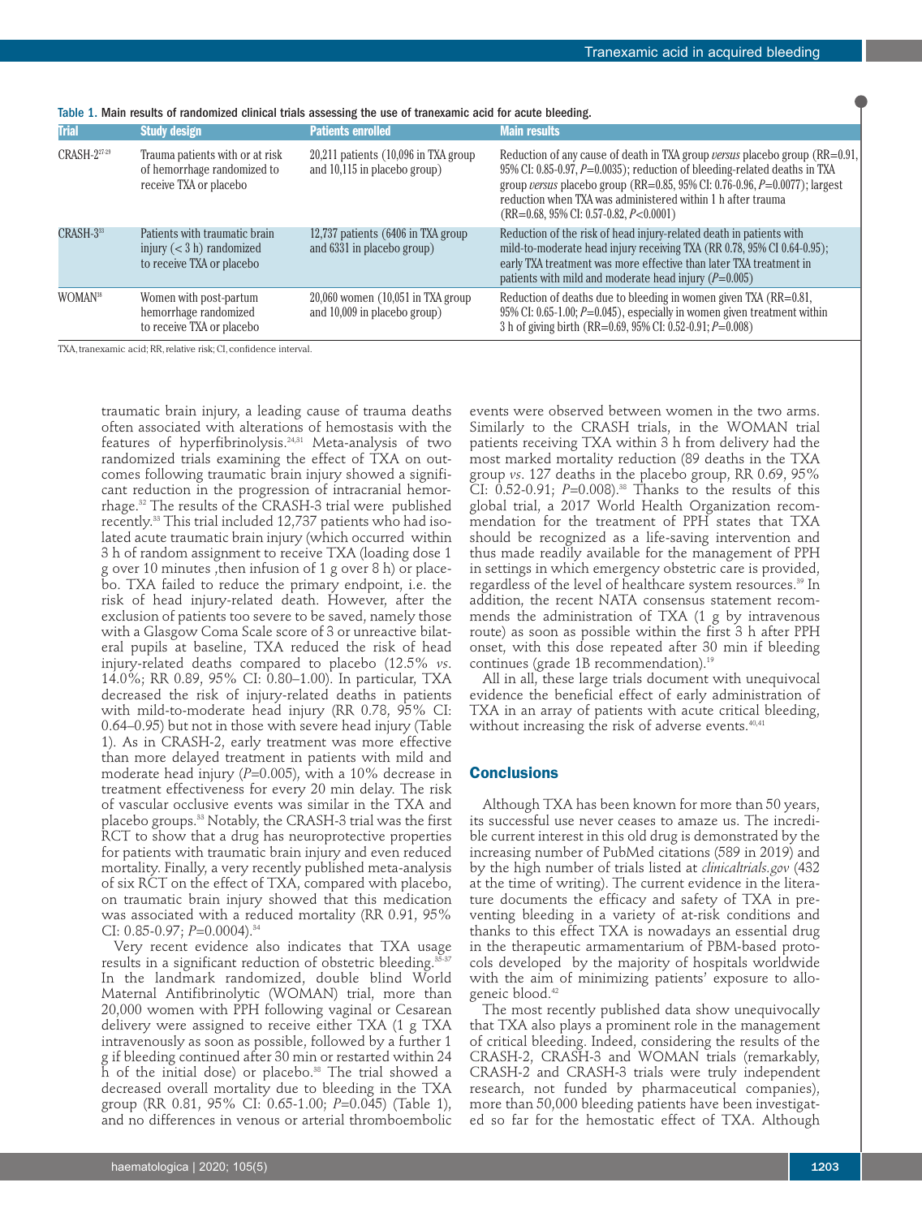Table 1. Main results of randomized clinical trials assessing the use of tranexamic acid for acute bleeding.

| Trial | Study design | Patients enrolled | Main results |
|---|---|---|---|
| CRASH-2[27-29] | Trauma patients with or at risk of hemorrhage randomized to receive TXA or placebo | 20,211 patients (10,096 in TXA group and 10,115 in placebo group) | Reduction of any cause of death in TXA group *versus* placebo group (RR=0.91, 95% CI: 0.85-0.97, $P$=0.0035); reduction of bleeding-related deaths in TXA group *versus* placebo group (RR=0.85, 95% CI: 0.76-0.96, $P$=0.0077); largest reduction when TXA was administered within 1 h after trauma (RR=0.68, 95% CI: 0.57-0.82, $P$<0.0001) |
| CRASH-3[33] | Patients with traumatic brain injury (< 3 h) randomized to receive TXA or placebo | 12,737 patients (6406 in TXA group and 6331 in placebo group) | Reduction of the risk of head injury-related death in patients with mild-to-moderate head injury receiving TXA (RR 0.78, 95% CI 0.64-0.95); early TXA treatment was more effective than later TXA treatment in patients with mild and moderate head injury ($P$=0.005) |
| WOMAN[38] | Women with post-partum hemorrhage randomized to receive TXA or placebo | 20,060 women (10,051 in TXA group and 10,009 in placebo group) | Reduction of deaths due to bleeding in women given TXA (RR=0.81, 95% CI: 0.65-1.00; $P$=0.045), especially in women given treatment within 3 h of giving birth (RR=0.69, 95% CI: 0.52-0.91; $P$=0.008) |

TXA, tranexamic acid; RR, relative risk; CI, confidence interval.

traumatic brain injury, a leading cause of trauma deaths often associated with alterations of hemostasis with the features of hyperfibrinolysis.[24,31] Meta-analysis of two randomized trials examining the effect of TXA on outcomes following traumatic brain injury showed a significant reduction in the progression of intracranial hemorrhage.[32] The results of the CRASH-3 trial were published recently.[33] This trial included 12,737 patients who had isolated acute traumatic brain injury (which occurred within 3 h of random assignment to receive TXA (loading dose 1 g over 10 minutes ,then infusion of 1 g over 8 h) or placebo. TXA failed to reduce the primary endpoint, i.e. the risk of head injury-related death. However, after the exclusion of patients too severe to be saved, namely those with a Glasgow Coma Scale score of 3 or unreactive bilateral pupils at baseline, TXA reduced the risk of head injury-related deaths compared to placebo (12.5% *vs.* 14.0%; RR 0.89, 95% CI: 0.80–1.00). In particular, TXA decreased the risk of injury-related deaths in patients with mild-to-moderate head injury (RR 0.78, 95% CI: 0.64–0.95) but not in those with severe head injury (Table 1). As in CRASH-2, early treatment was more effective than more delayed treatment in patients with mild and moderate head injury ($P$=0.005), with a 10% decrease in treatment effectiveness for every 20 min delay. The risk of vascular occlusive events was similar in the TXA and placebo groups.[33] Notably, the CRASH-3 trial was the first RCT to show that a drug has neuroprotective properties for patients with traumatic brain injury and even reduced mortality. Finally, a very recently published meta-analysis of six RCT on the effect of TXA, compared with placebo, on traumatic brain injury showed that this medication was associated with a reduced mortality (RR 0.91, 95% CI: 0.85-0.97; $P$=0.0004).[34]

Very recent evidence also indicates that TXA usage results in a significant reduction of obstetric bleeding.[35-37] In the landmark randomized, double blind World Maternal Antifibrinolytic (WOMAN) trial, more than 20,000 women with PPH following vaginal or Cesarean delivery were assigned to receive either TXA (1 g TXA intravenously as soon as possible, followed by a further 1 g if bleeding continued after 30 min or restarted within 24 h of the initial dose) or placebo.[38] The trial showed a decreased overall mortality due to bleeding in the TXA group (RR 0.81, 95% CI: 0.65-1.00; $P$=0.045) (Table 1), and no differences in venous or arterial thromboembolic events were observed between women in the two arms. Similarly to the CRASH trials, in the WOMAN trial patients receiving TXA within 3 h from delivery had the most marked mortality reduction (89 deaths in the TXA group *vs.* 127 deaths in the placebo group, RR 0.69, 95% CI: 0.52-0.91; $P$=0.008).[38] Thanks to the results of this global trial, a 2017 World Health Organization recommendation for the treatment of PPH states that TXA should be recognized as a life-saving intervention and thus made readily available for the management of PPH in settings in which emergency obstetric care is provided, regardless of the level of healthcare system resources.[39] In addition, the recent NATA consensus statement recommends the administration of TXA (1 g by intravenous route) as soon as possible within the first 3 h after PPH onset, with this dose repeated after 30 min if bleeding continues (grade 1B recommendation).[19]

All in all, these large trials document with unequivocal evidence the beneficial effect of early administration of TXA in an array of patients with acute critical bleeding, without increasing the risk of adverse events.[40,41]

## Conclusions

Although TXA has been known for more than 50 years, its successful use never ceases to amaze us. The incredible current interest in this old drug is demonstrated by the increasing number of PubMed citations (589 in 2019) and by the high number of trials listed at *clinicaltrials.gov* (432 at the time of writing). The current evidence in the literature documents the efficacy and safety of TXA in preventing bleeding in a variety of at-risk conditions and thanks to this effect TXA is nowadays an essential drug in the therapeutic armamentarium of PBM-based protocols developed by the majority of hospitals worldwide with the aim of minimizing patients' exposure to allogeneic blood.[42]

The most recently published data show unequivocally that TXA also plays a prominent role in the management of critical bleeding. Indeed, considering the results of the CRASH-2, CRASH-3 and WOMAN trials (remarkably, CRASH-2 and CRASH-3 trials were truly independent research, not funded by pharmaceutical companies), more than 50,000 bleeding patients have been investigated so far for the hemostatic effect of TXA. Although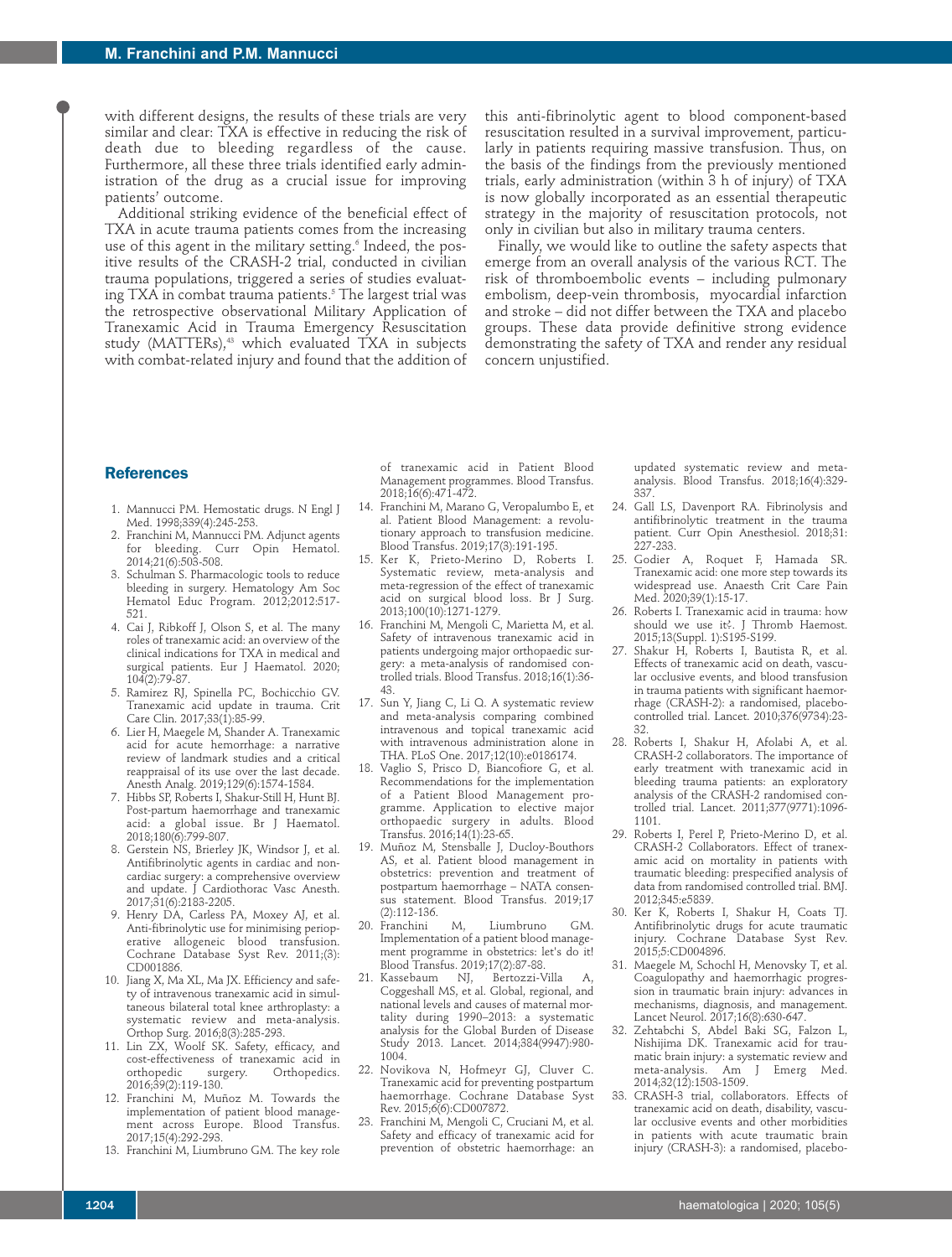with different designs, the results of these trials are very similar and clear: TXA is effective in reducing the risk of death due to bleeding regardless of the cause. Furthermore, all these three trials identified early administration of the drug as a crucial issue for improving patients' outcome.

Additional striking evidence of the beneficial effect of TXA in acute trauma patients comes from the increasing use of this agent in the military setting.[6] Indeed, the positive results of the CRASH-2 trial, conducted in civilian trauma populations, triggered a series of studies evaluating TXA in combat trauma patients.[5] The largest trial was the retrospective observational Military Application of Tranexamic Acid in Trauma Emergency Resuscitation study (MATTERs),[43] which evaluated TXA in subjects with combat-related injury and found that the addition of this anti-fibrinolytic agent to blood component-based resuscitation resulted in a survival improvement, particularly in patients requiring massive transfusion. Thus, on the basis of the findings from the previously mentioned trials, early administration (within 3 h of injury) of TXA is now globally incorporated as an essential therapeutic strategy in the majority of resuscitation protocols, not only in civilian but also in military trauma centers.

Finally, we would like to outline the safety aspects that emerge from an overall analysis of the various RCT. The risk of thromboembolic events – including pulmonary embolism, deep-vein thrombosis, myocardial infarction and stroke – did not differ between the TXA and placebo groups. These data provide definitive strong evidence demonstrating the safety of TXA and render any residual concern unjustified.

## References

1. Mannucci PM. Hemostatic drugs. N Engl J Med. 1998;339(4):245-253.
2. Franchini M, Mannucci PM. Adjunct agents for bleeding. Curr Opin Hematol. 2014;21(6):503-508.
3. Schulman S. Pharmacologic tools to reduce bleeding in surgery. Hematology Am Soc Hematol Educ Program. 2012;2012:517-521.
4. Cai J, Ribkoff J, Olson S, et al. The many roles of tranexamic acid: an overview of the clinical indications for TXA in medical and surgical patients. Eur J Haematol. 2020; 104(2):79-87.
5. Ramirez RJ, Spinella PC, Bochicchio GV. Tranexamic acid update in trauma. Crit Care Clin. 2017;33(1):85-99.
6. Lier H, Maegele M, Shander A. Tranexamic acid for acute hemorrhage: a narrative review of landmark studies and a critical reappraisal of its use over the last decade. Anesth Analg. 2019;129(6):1574-1584.
7. Hibbs SP, Roberts I, Shakur-Still H, Hunt BJ. Post-partum haemorrhage and tranexamic acid: a global issue. Br J Haematol. 2018;180(6):799-807.
8. Gerstein NS, Brierley JK, Windsor J, et al. Antifibrinolytic agents in cardiac and noncardiac surgery: a comprehensive overview and update. J Cardiothorac Vasc Anesth. 2017;31(6):2183-2205.
9. Henry DA, Carless PA, Moxey AJ, et al. Anti-fibrinolytic use for minimising perioperative allogeneic blood transfusion. Cochrane Database Syst Rev. 2011;(3):CD001886.
10. Jiang X, Ma XL, Ma JX. Efficiency and safety of intravenous tranexamic acid in simultaneous bilateral total knee arthroplasty: a systematic review and meta-analysis. Orthop Surg. 2016;8(3):285-293.
11. Lin ZX, Woolf SK. Safety, efficacy, and cost-effectiveness of tranexamic acid in orthopedic surgery. Orthopedics. 2016;39(2):119-130.
12. Franchini M, Muñoz M. Towards the implementation of patient blood management across Europe. Blood Transfus. 2017;15(4):292-293.
13. Franchini M, Liumbruno GM. The key role of tranexamic acid in Patient Blood Management programmes. Blood Transfus. 2018;16(6):471-472.
14. Franchini M, Marano G, Veropalumbo E, et al. Patient Blood Management: a revolutionary approach to transfusion medicine. Blood Transfus. 2019;17(3):191-195.
15. Ker K, Prieto-Merino D, Roberts I. Systematic review, meta-analysis and meta-regression of the effect of tranexamic acid on surgical blood loss. Br J Surg. 2013;100(10):1271-1279.
16. Franchini M, Mengoli C, Marietta M, et al. Safety of intravenous tranexamic acid in patients undergoing major orthopaedic surgery: a meta-analysis of randomised controlled trials. Blood Transfus. 2018;16(1):36-43.
17. Sun Y, Jiang C, Li Q. A systematic review and meta-analysis comparing combined intravenous and topical tranexamic acid with intravenous administration alone in THA. PLoS One. 2017;12(10):e0186174.
18. Vaglio S, Prisco D, Biancofiore G, et al. Recommendations for the implementation of a Patient Blood Management programme. Application to elective major orthopaedic surgery in adults. Blood Transfus. 2016;14(1):23-65.
19. Muñoz M, Stensballe J, Ducloy-Bouthors AS, et al. Patient blood management in obstetrics: prevention and treatment of postpartum haemorrhage – NATA consensus statement. Blood Transfus. 2019;17(2):112-136.
20. Franchini M, Liumbruno GM. Implementation of a patient blood management programme in obstetrics: let's do it! Blood Transfus. 2019;17(2):87-88.
21. Kassebaum NJ, Bertozzi-Villa A, Coggeshall MS, et al. Global, regional, and national levels and causes of maternal mortality during 1990–2013: a systematic analysis for the Global Burden of Disease Study 2013. Lancet. 2014;384(9947):980-1004.
22. Novikova N, Hofmeyr GJ, Cluver C. Tranexamic acid for preventing postpartum haemorrhage. Cochrane Database Syst Rev. 2015;6(6):CD007872.
23. Franchini M, Mengoli C, Cruciani M, et al. Safety and efficacy of tranexamic acid for prevention of obstetric haemorrhage: an updated systematic review and meta-analysis. Blood Transfus. 2018;16(4):329-337.
24. Gall LS, Davenport RA. Fibrinolysis and antifibrinolytic treatment in the trauma patient. Curr Opin Anesthesiol. 2018;31:227-233.
25. Godier A, Roquet F, Hamada SR. Tranexamic acid: one more step towards its widespread use. Anaesth Crit Care Pain Med. 2020;39(1):15-17.
26. Roberts I. Tranexamic acid in trauma: how should we use it?. J Thromb Haemost. 2015;13(Suppl. 1):S195-S199.
27. Shakur H, Roberts I, Bautista R, et al. Effects of tranexamic acid on death, vascular occlusive events, and blood transfusion in trauma patients with significant haemorrhage (CRASH-2): a randomised, placebo-controlled trial. Lancet. 2010;376(9734):23-32.
28. Roberts I, Shakur H, Afolabi A, et al. CRASH-2 collaborators. The importance of early treatment with tranexamic acid in bleeding trauma patients: an exploratory analysis of the CRASH-2 randomised controlled trial. Lancet. 2011;377(9771):1096-1101.
29. Roberts I, Perel P, Prieto-Merino D, et al. CRASH-2 Collaborators. Effect of tranexamic acid on mortality in patients with traumatic bleeding: prespecified analysis of data from randomised controlled trial. BMJ. 2012;345:e5839.
30. Ker K, Roberts I, Shakur H, Coats TJ. Antifibrinolytic drugs for acute traumatic injury. Cochrane Database Syst Rev. 2015;5:CD004896.
31. Maegele M, Schochl H, Menovsky T, et al. Coagulopathy and haemorrhagic progression in traumatic brain injury: advances in mechanisms, diagnosis, and management. Lancet Neurol. 2017;16(8):630-647.
32. Zehtabchi S, Abdel Baki SG, Falzon L, Nishijima DK. Tranexamic acid for traumatic brain injury: a systematic review and meta-analysis. Am J Emerg Med. 2014;32(12):1503-1509.
33. CRASH-3 trial, collaborators. Effects of tranexamic acid on death, disability, vascular occlusive events and other morbidities in patients with acute traumatic brain injury (CRASH-3): a randomised, placebo-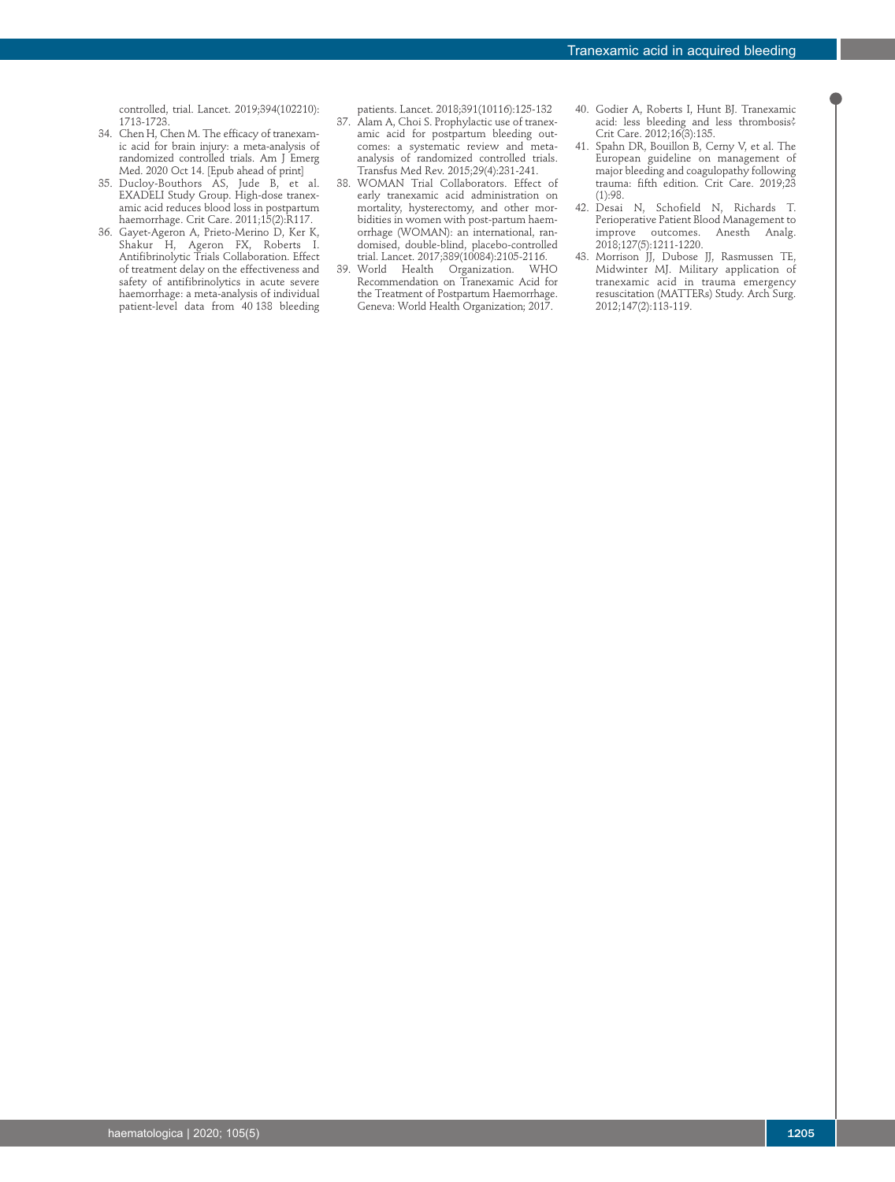controlled, trial. Lancet. 2019;394(102210): 1713-1723.

34. Chen H, Chen M. The efficacy of tranexamic acid for brain injury: a meta-analysis of randomized controlled trials. Am J Emerg Med. 2020 Oct 14. [Epub ahead of print]
35. Ducloy-Bouthors AS, Jude B, et al. EXADELI Study Group. High-dose tranexamic acid reduces blood loss in postpartum haemorrhage. Crit Care. 2011;15(2):R117.
36. Gayet-Ageron A, Prieto-Merino D, Ker K, Shakur H, Ageron FX, Roberts I. Antifibrinolytic Trials Collaboration. Effect of treatment delay on the effectiveness and safety of antifibrinolytics in acute severe haemorrhage: a meta-analysis of individual patient-level data from 40 138 bleeding patients. Lancet. 2018;391(10116):125-132
37. Alam A, Choi S. Prophylactic use of tranexamic acid for postpartum bleeding outcomes: a systematic review and meta-analysis of randomized controlled trials. Transfus Med Rev. 2015;29(4):231-241.
38. WOMAN Trial Collaborators. Effect of early tranexamic acid administration on mortality, hysterectomy, and other morbidities in women with post-partum haemorrhage (WOMAN): an international, randomised, double-blind, placebo-controlled trial. Lancet. 2017;389(10084):2105-2116.
39. World Health Organization. WHO Recommendation on Tranexamic Acid for the Treatment of Postpartum Haemorrhage. Geneva: World Health Organization; 2017.
40. Godier A, Roberts I, Hunt BJ. Tranexamic acid: less bleeding and less thrombosis? Crit Care. 2012;16(3):135.
41. Spahn DR, Bouillon B, Cerny V, et al. The European guideline on management of major bleeding and coagulopathy following trauma: fifth edition. Crit Care. 2019;23 (1):98.
42. Desai N, Schofield N, Richards T. Perioperative Patient Blood Management to improve outcomes. Anesth Analg. 2018;127(5):1211-1220.
43. Morrison JJ, Dubose JJ, Rasmussen TE, Midwinter MJ. Military application of tranexamic acid in trauma emergency resuscitation (MATTERs) Study. Arch Surg. 2012;147(2):113-119.